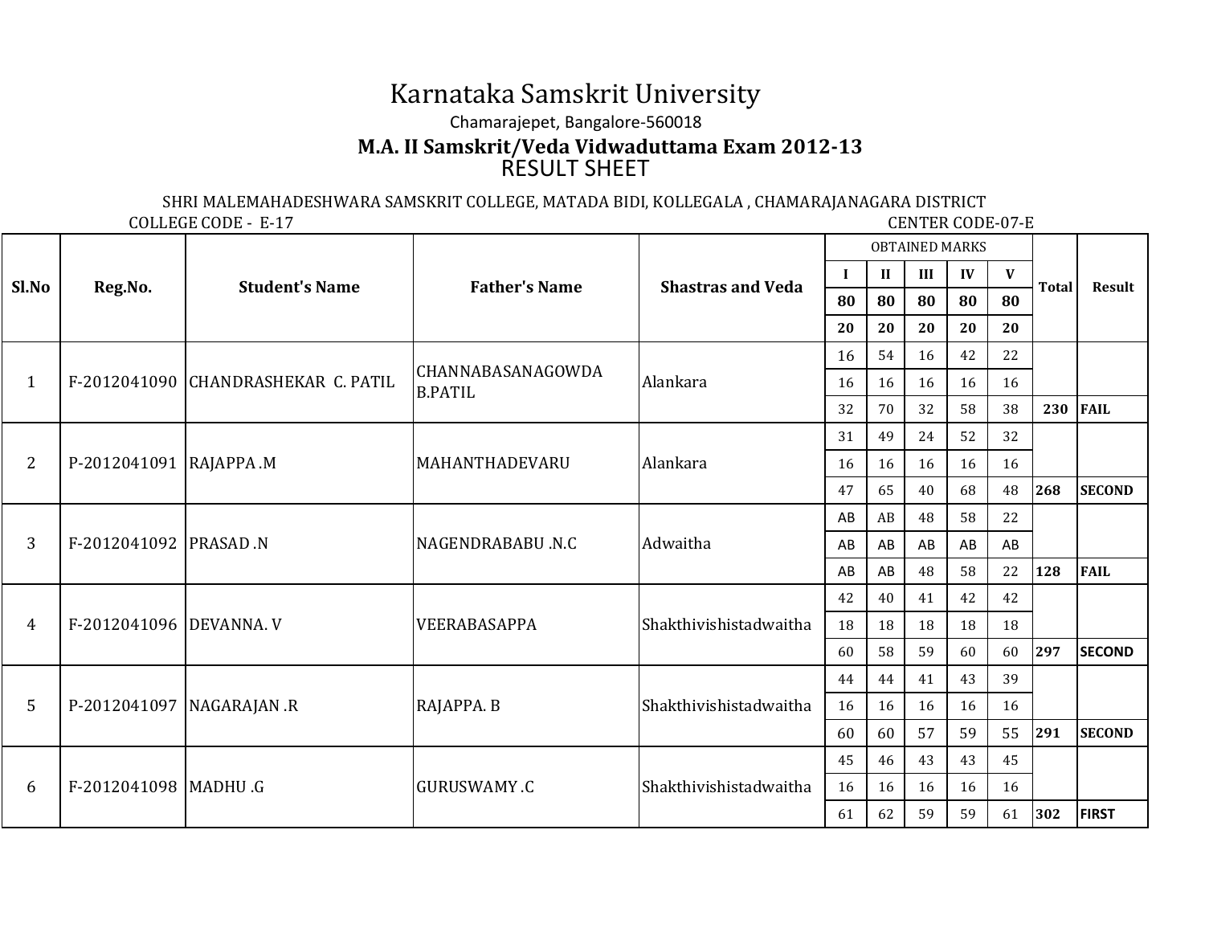# Karnataka Samskrit University

Chamarajepet, Bangalore-560018

## M.A. II Samskrit/Veda Vidwaduttama Exam 2012-13

## RESULT SHEET

SHRI MALEMAHADESHWARA SAMSKRIT COLLEGE, MATADA BIDI, KOLLEGALA , CHAMARAJANAGARA DISTRICT

COLLEGE CODE - E-17 CENTER CODE-07-E

| Sl.No | Reg.No. | Student's Name | Father's Name | Shastras and Veda | OBTAINED MARKS | | | | | Total | Result |
|---|---|---|---|---|---|---|---|---|---|---|---|
| | | | | | I | II | III | IV | V | | |
| | | | | | 80 | 80 | 80 | 80 | 80 | | |
| | | | | | 20 | 20 | 20 | 20 | 20 | | |
| 1 | F-2012041090 | CHANDRASHEKAR C. PATIL | CHANNABASANAGOWDA B.PATIL | Alankara | 16 | 54 | 16 | 42 | 22 | | |
| | | | | | 16 | 16 | 16 | 16 | 16 | | |
| | | | | | 32 | 70 | 32 | 58 | 38 | 230 | FAIL |
| 2 | P-2012041091 | RAJAPPA .M | MAHANTHADEVARU | Alankara | 31 | 49 | 24 | 52 | 32 | | |
| | | | | | 16 | 16 | 16 | 16 | 16 | | |
| | | | | | 47 | 65 | 40 | 68 | 48 | 268 | SECOND |
| 3 | F-2012041092 | PRASAD .N | NAGENDRABABU .N.C | Adwaitha | AB | AB | 48 | 58 | 22 | | |
| | | | | | AB | AB | AB | AB | AB | | |
| | | | | | AB | AB | 48 | 58 | 22 | 128 | FAIL |
| 4 | F-2012041096 | DEVANNA. V | VEERABASAPPA | Shakthivishistadwaitha | 42 | 40 | 41 | 42 | 42 | | |
| | | | | | 18 | 18 | 18 | 18 | 18 | | |
| | | | | | 60 | 58 | 59 | 60 | 60 | 297 | SECOND |
| 5 | P-2012041097 | NAGARAJAN .R | RAJAPPA. B | Shakthivishistadwaitha | 44 | 44 | 41 | 43 | 39 | | |
| | | | | | 16 | 16 | 16 | 16 | 16 | | |
| | | | | | 60 | 60 | 57 | 59 | 55 | 291 | SECOND |
| 6 | F-2012041098 | MADHU .G | GURUSWAMY .C | Shakthivishistadwaitha | 45 | 46 | 43 | 43 | 45 | | |
| | | | | | 16 | 16 | 16 | 16 | 16 | | |
| | | | | | 61 | 62 | 59 | 59 | 61 | 302 | FIRST |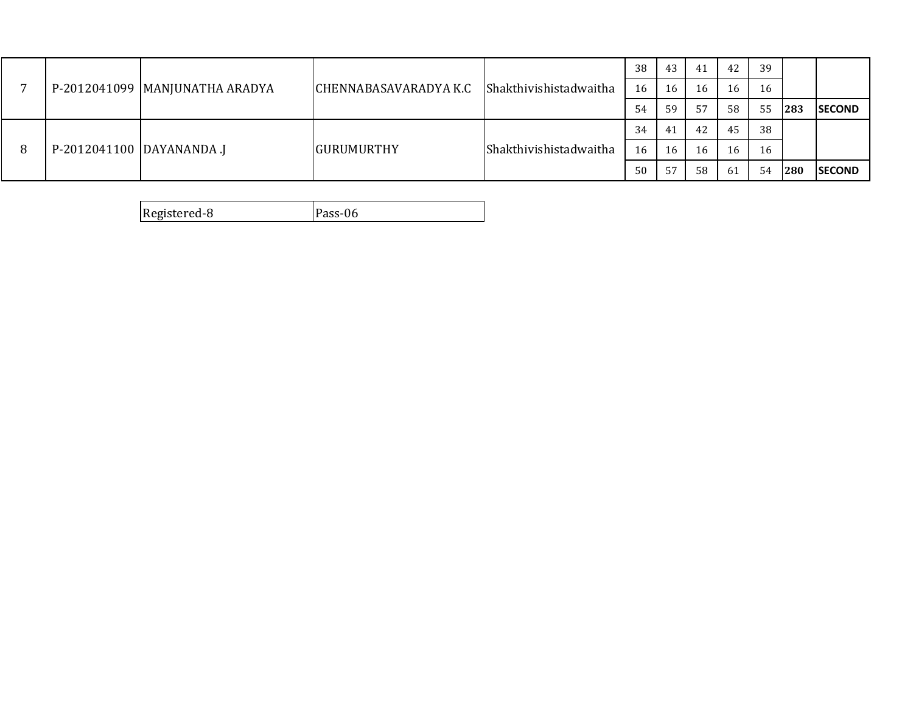| | | | | | | | | | | | |
|---|---|---|---|---|---|---|---|---|---|---|---|
| 7 | P-2012041099 | MANJUNATHA ARADYA | CHENNABASAVARADYA K.C | Shakthivishistadwaitha | 38 | 43 | 41 | 42 | 39 | | |
| | | | | | 16 | 16 | 16 | 16 | 16 | | |
| | | | | | 54 | 59 | 57 | 58 | 55 | **283** | **SECOND** |
| 8 | P-2012041100 | DAYANANDA .J | GURUMURTHY | Shakthivishistadwaitha | 34 | 41 | 42 | 45 | 38 | | |
| | | | | | 16 | 16 | 16 | 16 | 16 | | |
| | | | | | 50 | 57 | 58 | 61 | 54 | **280** | **SECOND** |

| | |
|---|---|
| Registered-8 | Pass-06 |